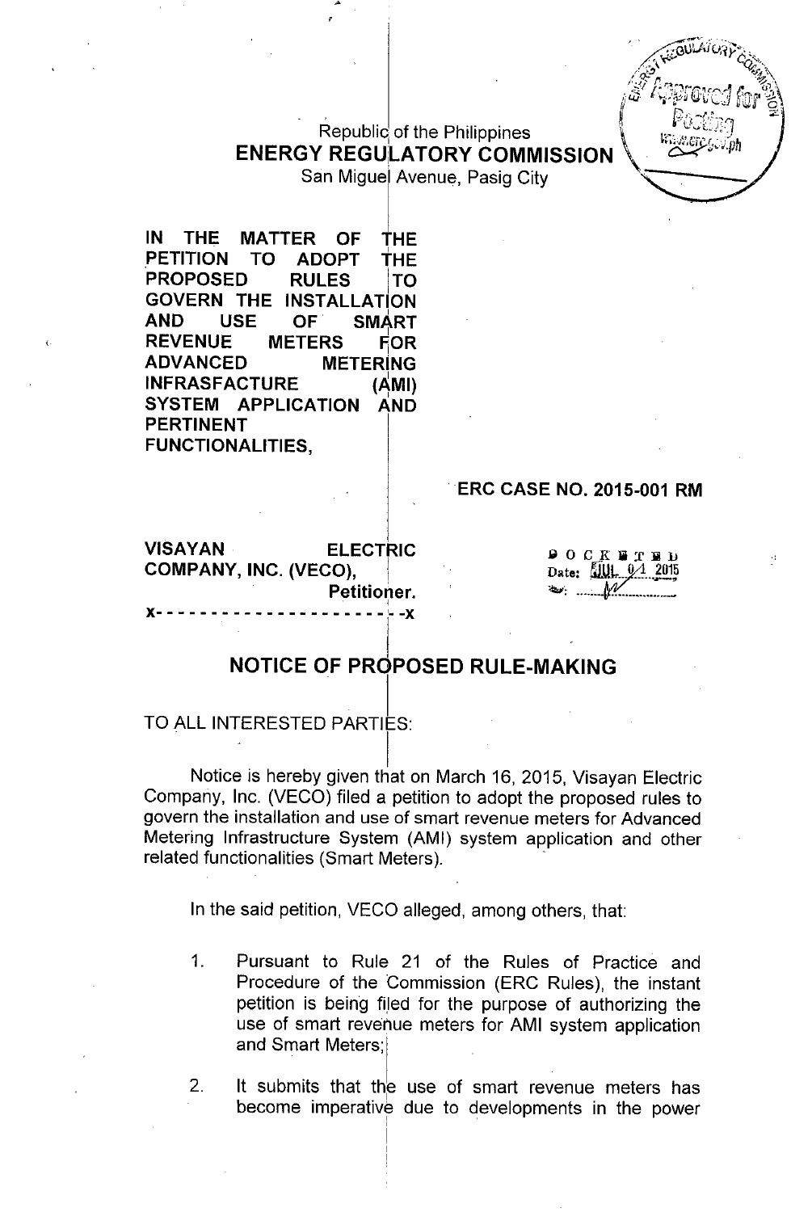Republic of the Philippines
**ENERGY REGULATORY COMMISSION**
San Miguel Avenue, Pasig City

**IN THE MATTER OF THE PETITION TO ADOPT THE PROPOSED RULES TO GOVERN THE INSTALLATION AND USE OF SMART REVENUE METERS FOR ADVANCED METERING INFRASFACTURE (AMI) SYSTEM APPLICATION AND PERTINENT FUNCTIONALITIES,**

**ERC CASE NO. 2015-001 RM**

**VISAYAN ELECTRIC COMPANY, INC. (VECO),**
**Petitioner.**
x- - - - - - - - - - - - - - - - - - - - - - -x

DOCKETED
Date: JUL 01 2015

## NOTICE OF PROPOSED RULE-MAKING

TO ALL INTERESTED PARTIES:

Notice is hereby given that on March 16, 2015, Visayan Electric Company, Inc. (VECO) filed a petition to adopt the proposed rules to govern the installation and use of smart revenue meters for Advanced Metering Infrastructure System (AMI) system application and other related functionalities (Smart Meters).

In the said petition, VECO alleged, among others, that:

1. Pursuant to Rule 21 of the Rules of Practice and Procedure of the Commission (ERC Rules), the instant petition is being filed for the purpose of authorizing the use of smart revenue meters for AMI system application and Smart Meters;

2. It submits that the use of smart revenue meters has become imperative due to developments in the power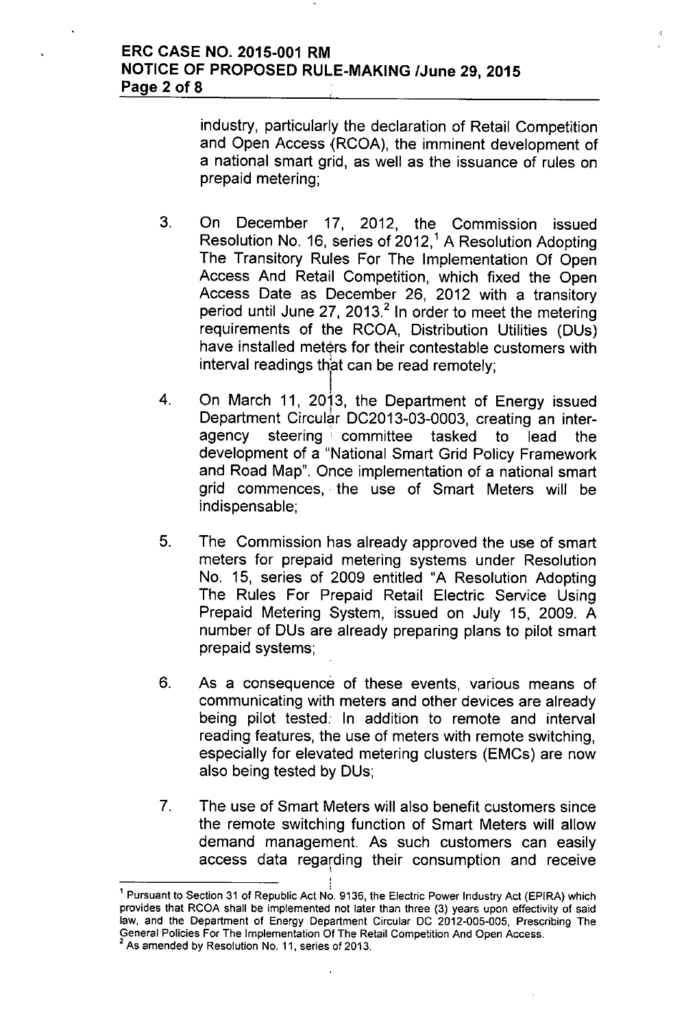industry, particularly the declaration of Retail Competition and Open Access (RCOA), the imminent development of a national smart grid, as well as the issuance of rules on prepaid metering;

3. On December 17, 2012, the Commission issued Resolution No. 16, series of 2012,[1] A Resolution Adopting The Transitory Rules For The Implementation Of Open Access And Retail Competition, which fixed the Open Access Date as December 26, 2012 with a transitory period until June 27, 2013.[2] In order to meet the metering requirements of the RCOA, Distribution Utilities (DUs) have installed meters for their contestable customers with interval readings that can be read remotely;

4. On March 11, 2013, the Department of Energy issued Department Circular DC2013-03-0003, creating an inter-agency steering committee tasked to lead the development of a "National Smart Grid Policy Framework and Road Map". Once implementation of a national smart grid commences, the use of Smart Meters will be indispensable;

5. The Commission has already approved the use of smart meters for prepaid metering systems under Resolution No. 15, series of 2009 entitled "A Resolution Adopting The Rules For Prepaid Retail Electric Service Using Prepaid Metering System, issued on July 15, 2009. A number of DUs are already preparing plans to pilot smart prepaid systems;

6. As a consequence of these events, various means of communicating with meters and other devices are already being pilot tested. In addition to remote and interval reading features, the use of meters with remote switching, especially for elevated metering clusters (EMCs) are now also being tested by DUs;

7. The use of Smart Meters will also benefit customers since the remote switching function of Smart Meters will allow demand management. As such customers can easily access data regarding their consumption and receive

---

[1] Pursuant to Section 31 of Republic Act No. 9136, the Electric Power Industry Act (EPIRA) which provides that RCOA shall be implemented not later than three (3) years upon effectivity of said law, and the Department of Energy Department Circular DC 2012-005-005, Prescribing The General Policies For The Implementation Of The Retail Competition And Open Access.

[2] As amended by Resolution No. 11, series of 2013.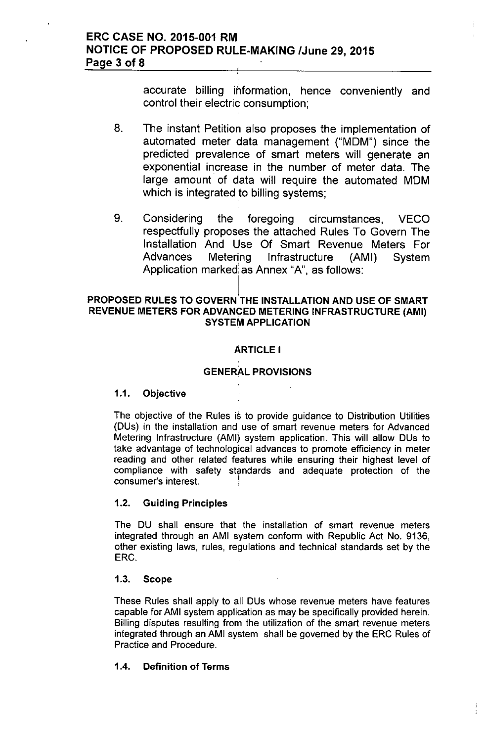accurate billing information, hence conveniently and control their electric consumption;

8. The instant Petition also proposes the implementation of automated meter data management ("MDM") since the predicted prevalence of smart meters will generate an exponential increase in the number of meter data. The large amount of data will require the automated MDM which is integrated to billing systems;

9. Considering the foregoing circumstances, VECO respectfully proposes the attached Rules To Govern The Installation And Use Of Smart Revenue Meters For Advances Metering Infrastructure (AMI) System Application marked as Annex "A", as follows:

## PROPOSED RULES TO GOVERN THE INSTALLATION AND USE OF SMART REVENUE METERS FOR ADVANCED METERING INFRASTRUCTURE (AMI) SYSTEM APPLICATION

## ARTICLE I

## GENERAL PROVISIONS

### 1.1. Objective

The objective of the Rules is to provide guidance to Distribution Utilities (DUs) in the installation and use of smart revenue meters for Advanced Metering Infrastructure (AMI) system application. This will allow DUs to take advantage of technological advances to promote efficiency in meter reading and other related features while ensuring their highest level of compliance with safety standards and adequate protection of the consumer's interest.

### 1.2. Guiding Principles

The DU shall ensure that the installation of smart revenue meters integrated through an AMI system conform with Republic Act No. 9136, other existing laws, rules, regulations and technical standards set by the ERC.

### 1.3. Scope

These Rules shall apply to all DUs whose revenue meters have features capable for AMI system application as may be specifically provided herein. Billing disputes resulting from the utilization of the smart revenue meters integrated through an AMI system shall be governed by the ERC Rules of Practice and Procedure.

### 1.4. Definition of Terms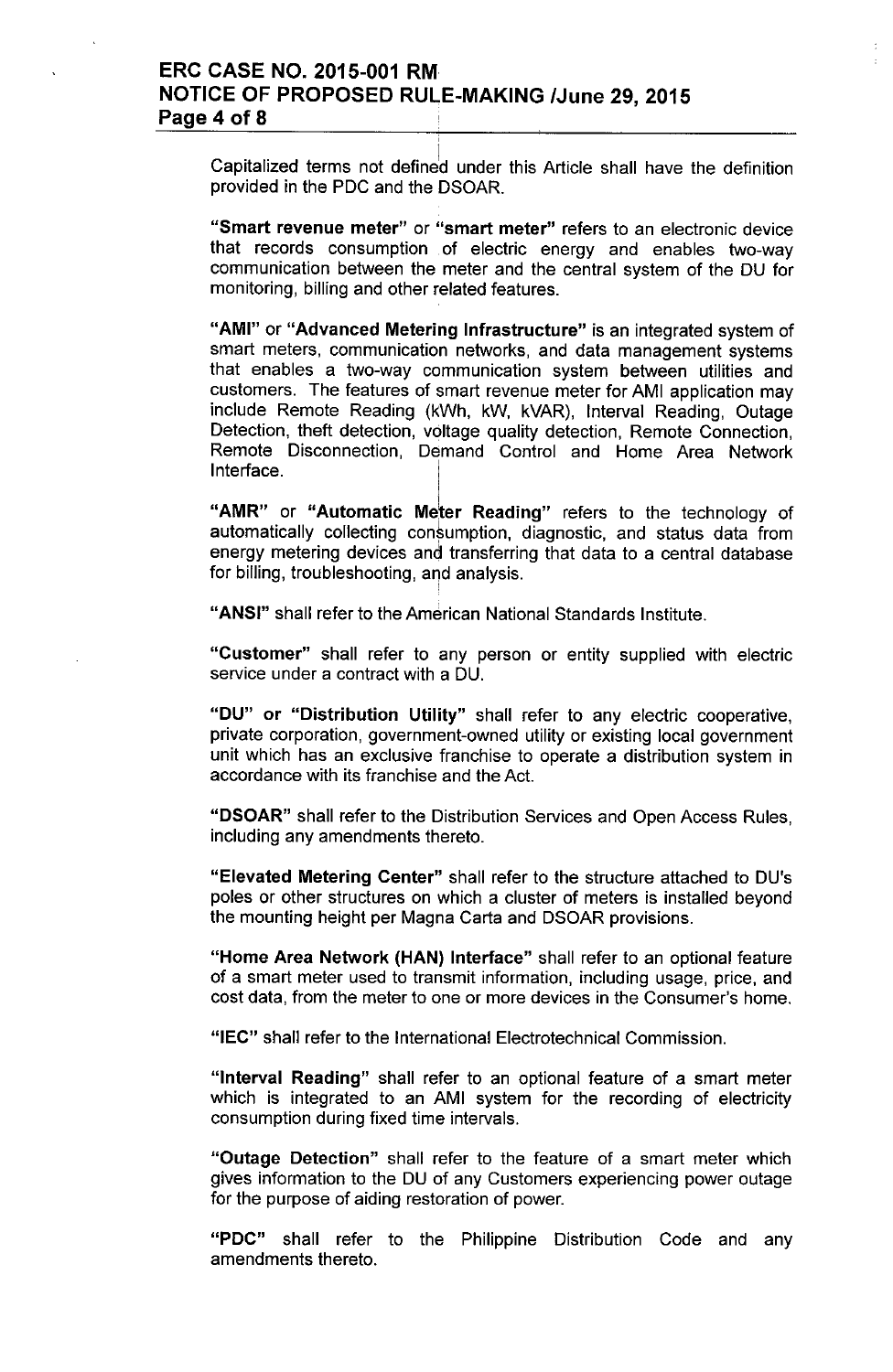Capitalized terms not defined under this Article shall have the definition provided in the PDC and the DSOAR.

**"Smart revenue meter"** or **"smart meter"** refers to an electronic device that records consumption of electric energy and enables two-way communication between the meter and the central system of the DU for monitoring, billing and other related features.

**"AMI"** or **"Advanced Metering Infrastructure"** is an integrated system of smart meters, communication networks, and data management systems that enables a two-way communication system between utilities and customers. The features of smart revenue meter for AMI application may include Remote Reading (kWh, kW, kVAR), Interval Reading, Outage Detection, theft detection, voltage quality detection, Remote Connection, Remote Disconnection, Demand Control and Home Area Network Interface.

**"AMR"** or **"Automatic Meter Reading"** refers to the technology of automatically collecting consumption, diagnostic, and status data from energy metering devices and transferring that data to a central database for billing, troubleshooting, and analysis.

**"ANSI"** shall refer to the American National Standards Institute.

**"Customer"** shall refer to any person or entity supplied with electric service under a contract with a DU.

**"DU" or "Distribution Utility"** shall refer to any electric cooperative, private corporation, government-owned utility or existing local government unit which has an exclusive franchise to operate a distribution system in accordance with its franchise and the Act.

**"DSOAR"** shall refer to the Distribution Services and Open Access Rules, including any amendments thereto.

**"Elevated Metering Center"** shall refer to the structure attached to DU's poles or other structures on which a cluster of meters is installed beyond the mounting height per Magna Carta and DSOAR provisions.

**"Home Area Network (HAN) Interface"** shall refer to an optional feature of a smart meter used to transmit information, including usage, price, and cost data, from the meter to one or more devices in the Consumer's home.

**"IEC"** shall refer to the International Electrotechnical Commission.

**"Interval Reading"** shall refer to an optional feature of a smart meter which is integrated to an AMI system for the recording of electricity consumption during fixed time intervals.

**"Outage Detection"** shall refer to the feature of a smart meter which gives information to the DU of any Customers experiencing power outage for the purpose of aiding restoration of power.

**"PDC"** shall refer to the Philippine Distribution Code and any amendments thereto.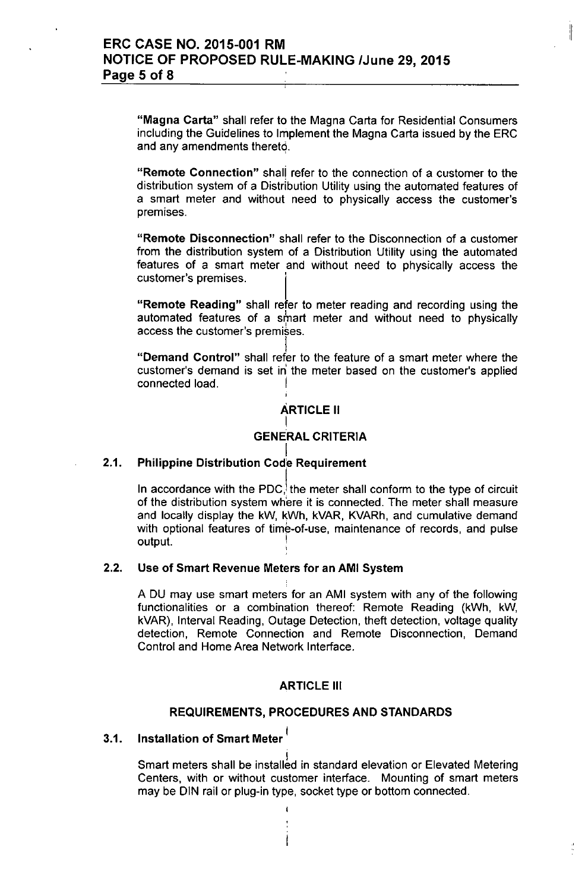"**Magna Carta**" shall refer to the Magna Carta for Residential Consumers including the Guidelines to Implement the Magna Carta issued by the ERC and any amendments thereto.

"**Remote Connection**" shall refer to the connection of a customer to the distribution system of a Distribution Utility using the automated features of a smart meter and without need to physically access the customer's premises.

"**Remote Disconnection**" shall refer to the Disconnection of a customer from the distribution system of a Distribution Utility using the automated features of a smart meter and without need to physically access the customer's premises.

"**Remote Reading**" shall refer to meter reading and recording using the automated features of a smart meter and without need to physically access the customer's premises.

"**Demand Control**" shall refer to the feature of a smart meter where the customer's demand is set in the meter based on the customer's applied connected load.

## ARTICLE II

## GENERAL CRITERIA

### 2.1. Philippine Distribution Code Requirement

In accordance with the PDC, the meter shall conform to the type of circuit of the distribution system where it is connected. The meter shall measure and locally display the kW, kWh, kVAR, KVARh, and cumulative demand with optional features of time-of-use, maintenance of records, and pulse output.

### 2.2. Use of Smart Revenue Meters for an AMI System

A DU may use smart meters for an AMI system with any of the following functionalities or a combination thereof: Remote Reading (kWh, kW, kVAR), Interval Reading, Outage Detection, theft detection, voltage quality detection, Remote Connection and Remote Disconnection, Demand Control and Home Area Network Interface.

## ARTICLE III

## REQUIREMENTS, PROCEDURES AND STANDARDS

### 3.1. Installation of Smart Meter

Smart meters shall be installed in standard elevation or Elevated Metering Centers, with or without customer interface. Mounting of smart meters may be DIN rail or plug-in type, socket type or bottom connected.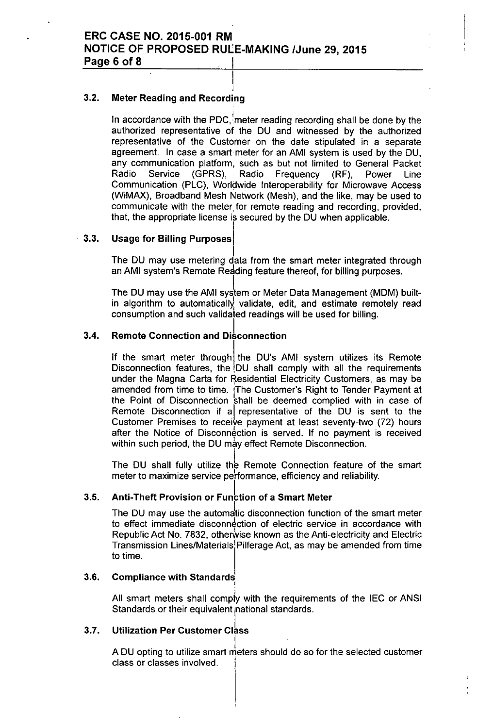### 3.2. Meter Reading and Recording

In accordance with the PDC, meter reading recording shall be done by the authorized representative of the DU and witnessed by the authorized representative of the Customer on the date stipulated in a separate agreement. In case a smart meter for an AMI system is used by the DU, any communication platform, such as but not limited to General Packet Radio Service (GPRS), Radio Frequency (RF), Power Line Communication (PLC), Worldwide Interoperability for Microwave Access (WiMAX), Broadband Mesh Network (Mesh), and the like, may be used to communicate with the meter for remote reading and recording, provided, that, the appropriate license is secured by the DU when applicable.

### 3.3. Usage for Billing Purposes

The DU may use metering data from the smart meter integrated through an AMI system's Remote Reading feature thereof, for billing purposes.

The DU may use the AMI system or Meter Data Management (MDM) built-in algorithm to automatically validate, edit, and estimate remotely read consumption and such validated readings will be used for billing.

### 3.4. Remote Connection and Disconnection

If the smart meter through the DU's AMI system utilizes its Remote Disconnection features, the DU shall comply with all the requirements under the Magna Carta for Residential Electricity Customers, as may be amended from time to time. The Customer's Right to Tender Payment at the Point of Disconnection shall be deemed complied with in case of Remote Disconnection if a representative of the DU is sent to the Customer Premises to receive payment at least seventy-two (72) hours after the Notice of Disconnection is served. If no payment is received within such period, the DU may effect Remote Disconnection.

The DU shall fully utilize the Remote Connection feature of the smart meter to maximize service performance, efficiency and reliability.

### 3.5. Anti-Theft Provision or Function of a Smart Meter

The DU may use the automatic disconnection function of the smart meter to effect immediate disconnection of electric service in accordance with Republic Act No. 7832, otherwise known as the Anti-electricity and Electric Transmission Lines/Materials Pilferage Act, as may be amended from time to time.

### 3.6. Compliance with Standards

All smart meters shall comply with the requirements of the IEC or ANSI Standards or their equivalent national standards.

### 3.7. Utilization Per Customer Class

A DU opting to utilize smart meters should do so for the selected customer class or classes involved.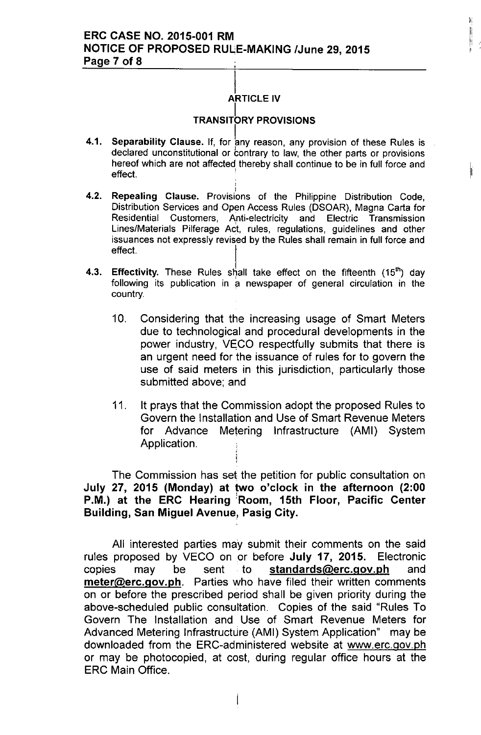## ARTICLE IV

## TRANSITORY PROVISIONS

**4.1. Separability Clause.** If, for any reason, any provision of these Rules is declared unconstitutional or contrary to law, the other parts or provisions hereof which are not affected thereby shall continue to be in full force and effect.

**4.2. Repealing Clause.** Provisions of the Philippine Distribution Code, Distribution Services and Open Access Rules (DSOAR), Magna Carta for Residential Customers, Anti-electricity and Electric Transmission Lines/Materials Pilferage Act, rules, regulations, guidelines and other issuances not expressly revised by the Rules shall remain in full force and effect.

**4.3. Effectivity.** These Rules shall take effect on the fifteenth (15th) day following its publication in a newspaper of general circulation in the country.

10. Considering that the increasing usage of Smart Meters due to technological and procedural developments in the power industry, VECO respectfully submits that there is an urgent need for the issuance of rules for to govern the use of said meters in this jurisdiction, particularly those submitted above; and

11. It prays that the Commission adopt the proposed Rules to Govern the Installation and Use of Smart Revenue Meters for Advance Metering Infrastructure (AMI) System Application.

The Commission has set the petition for public consultation on **July 27, 2015 (Monday) at two o'clock in the afternoon (2:00 P.M.) at the ERC Hearing Room, 15th Floor, Pacific Center Building, San Miguel Avenue, Pasig City.**

All interested parties may submit their comments on the said rules proposed by VECO on or before **July 17, 2015.** Electronic copies may be sent to **standards@erc.gov.ph** and **meter@erc.gov.ph**. Parties who have filed their written comments on or before the prescribed period shall be given priority during the above-scheduled public consultation. Copies of the said "Rules To Govern The Installation and Use of Smart Revenue Meters for Advanced Metering Infrastructure (AMI) System Application" may be downloaded from the ERC-administered website at www.erc.gov.ph or may be photocopied, at cost, during regular office hours at the ERC Main Office.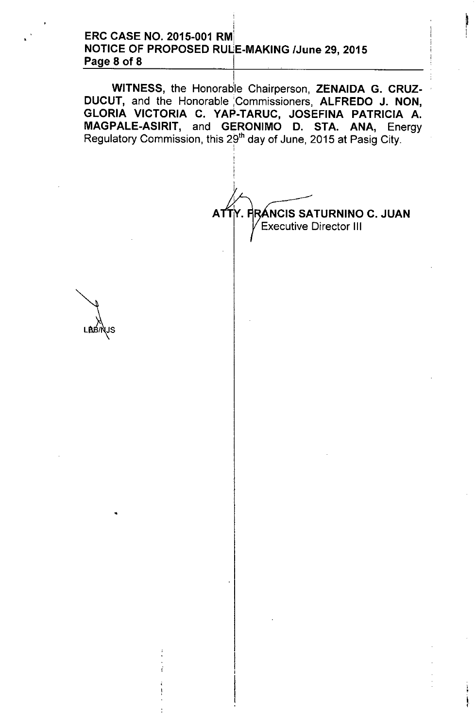**WITNESS**, the Honorable Chairperson, **ZENAIDA G. CRUZ-DUCUT**, and the Honorable Commissioners, **ALFREDO J. NON**, **GLORIA VICTORIA C. YAP-TARUC**, **JOSEFINA PATRICIA A. MAGPALE-ASIRIT**, and **GERONIMO D. STA. ANA**, Energy Regulatory Commission, this 29th day of June, 2015 at Pasig City.

**ATTY. FRANCIS SATURNINO C. JUAN**
Executive Director III

LAB/NJS